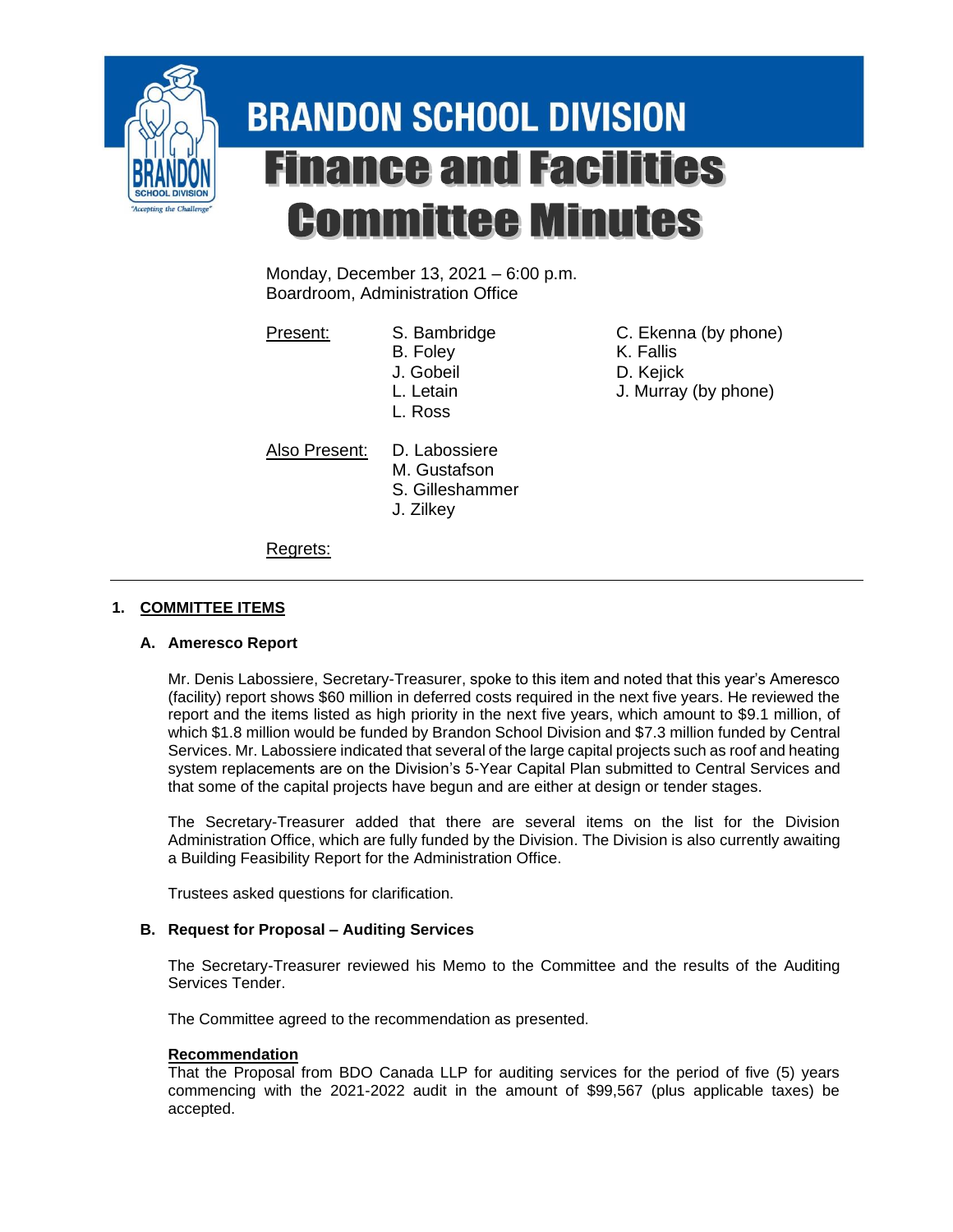# BRANDON SCHOOL DIVISION

# Finance and Facilities Committee Minutes

Monday, December 13, 2021 – 6:00 p.m.
Boardroom, Administration Office

<u>Present:</u>

- S. Bambridge
- B. Foley
- J. Gobeil
- L. Letain
- L. Ross
- C. Ekenna (by phone)
- K. Fallis
- D. Kejick
- J. Murray (by phone)

<u>Also Present:</u>

- D. Labossiere
- M. Gustafson
- S. Gilleshammer
- J. Zilkey

<u>Regrets:</u>

---

## 1. <u>COMMITTEE ITEMS</u>

### A. Ameresco Report

Mr. Denis Labossiere, Secretary-Treasurer, spoke to this item and noted that this year's Ameresco (facility) report shows $60 million in deferred costs required in the next five years. He reviewed the report and the items listed as high priority in the next five years, which amount to $9.1 million, of which $1.8 million would be funded by Brandon School Division and $7.3 million funded by Central Services. Mr. Labossiere indicated that several of the large capital projects such as roof and heating system replacements are on the Division's 5-Year Capital Plan submitted to Central Services and that some of the capital projects have begun and are either at design or tender stages.

The Secretary-Treasurer added that there are several items on the list for the Division Administration Office, which are fully funded by the Division. The Division is also currently awaiting a Building Feasibility Report for the Administration Office.

Trustees asked questions for clarification.

### B. Request for Proposal – Auditing Services

The Secretary-Treasurer reviewed his Memo to the Committee and the results of the Auditing Services Tender.

The Committee agreed to the recommendation as presented.

**<u>Recommendation</u>**
That the Proposal from BDO Canada LLP for auditing services for the period of five (5) years commencing with the 2021-2022 audit in the amount of $99,567 (plus applicable taxes) be accepted.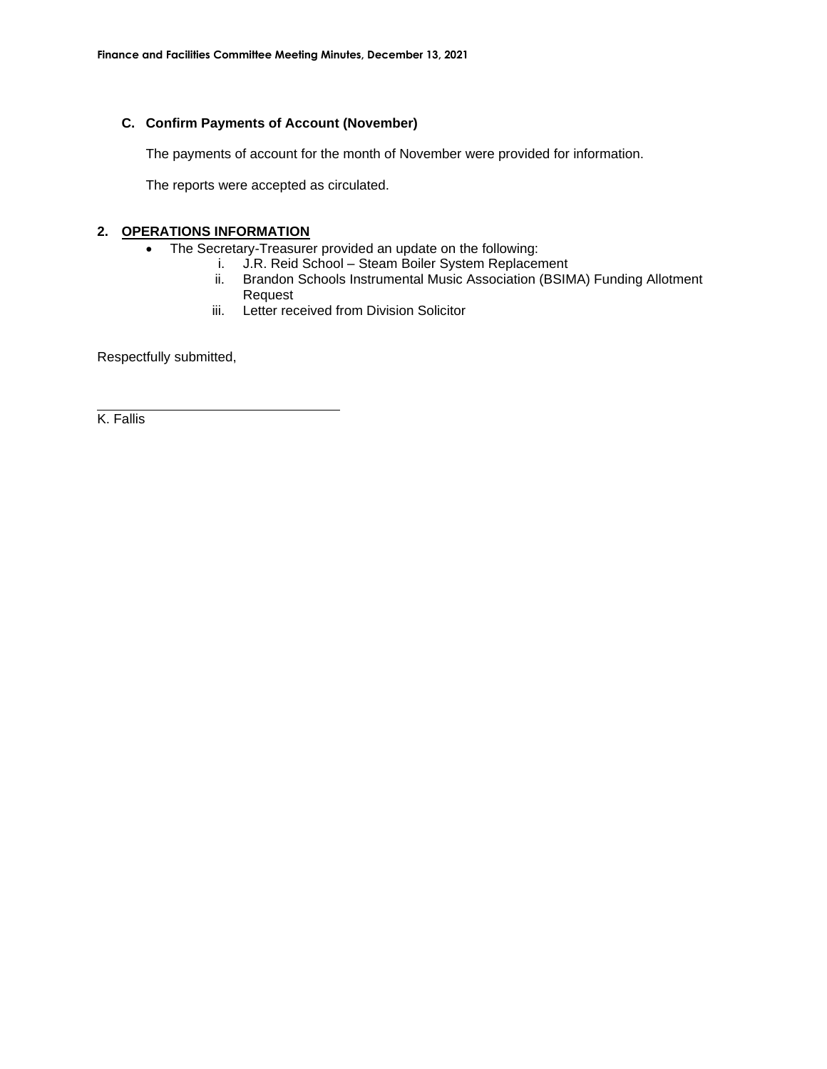### C. Confirm Payments of Account (November)

The payments of account for the month of November were provided for information.

The reports were accepted as circulated.

## 2. OPERATIONS INFORMATION

- The Secretary-Treasurer provided an update on the following:
  i. J.R. Reid School – Steam Boiler System Replacement
  ii. Brandon Schools Instrumental Music Association (BSIMA) Funding Allotment Request
  iii. Letter received from Division Solicitor

Respectfully submitted,

K. Fallis